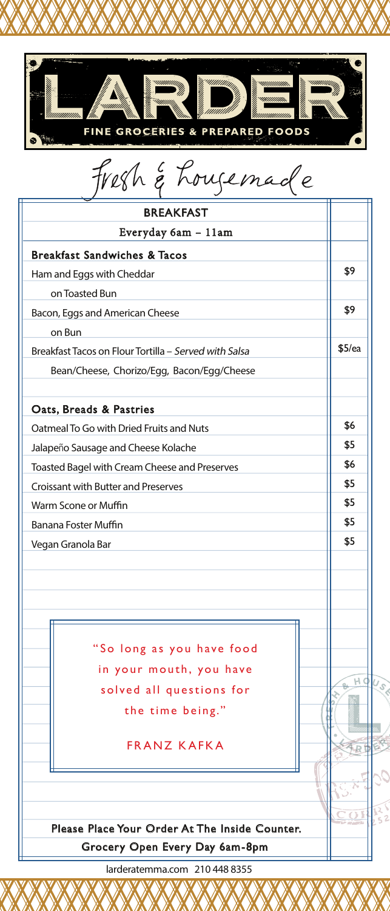# LARDER

FINE GROCERIES & PREPARED FOODS

*Fresh & housemade*

## BREAKFAST

Everyday 6am – 11am

| Breakfast Sandwiches & Tacos | |
|---|---|
| Ham and Eggs with Cheddar on Toasted Bun | $9 |
| Bacon, Eggs and American Cheese on Bun | $9 |
| Breakfast Tacos on Flour Tortilla – *Served with Salsa*<br>Bean/Cheese, Chorizo/Egg, Bacon/Egg/Cheese | $5/ea |

| Oats, Breads & Pastries | |
|---|---|
| Oatmeal To Go with Dried Fruits and Nuts | $6 |
| Jalapeño Sausage and Cheese Kolache | $5 |
| Toasted Bagel with Cream Cheese and Preserves | $6 |
| Croissant with Butter and Preserves | $5 |
| Warm Scone or Muffin | $5 |
| Banana Foster Muffin | $5 |
| Vegan Granola Bar | $5 |

> "So long as you have food in your mouth, you have solved all questions for the time being."
>
> FRANZ KAFKA

Please Place Your Order At The Inside Counter.

Grocery Open Every Day 6am-8pm

larderatemma.com 210 448 8355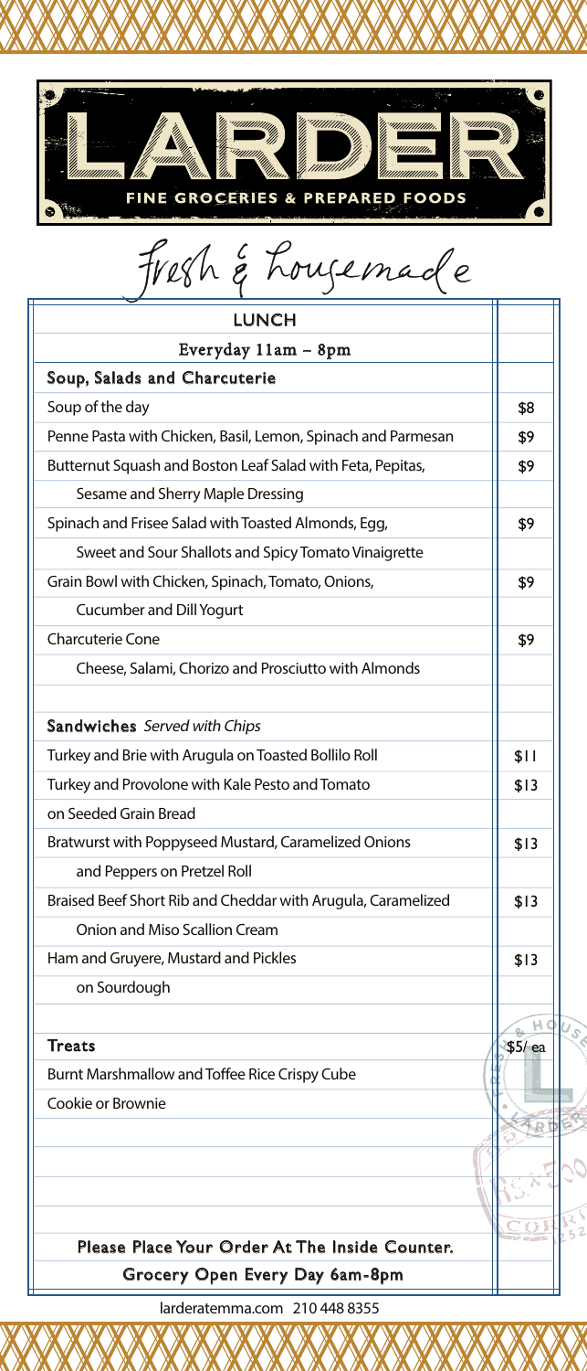# LARDER

FINE GROCERIES & PREPARED FOODS

*Fresh & housemade*

| LUNCH | |
|---|---|
| Everyday 11am – 8pm | |
| **Soup, Salads and Charcuterie** | |
| Soup of the day | $8 |
| Penne Pasta with Chicken, Basil, Lemon, Spinach and Parmesan | $9 |
| Butternut Squash and Boston Leaf Salad with Feta, Pepitas, | $9 |
| Sesame and Sherry Maple Dressing | |
| Spinach and Frisee Salad with Toasted Almonds, Egg, | $9 |
| Sweet and Sour Shallots and Spicy Tomato Vinaigrette | |
| Grain Bowl with Chicken, Spinach, Tomato, Onions, | $9 |
| Cucumber and Dill Yogurt | |
| Charcuterie Cone | $9 |
| Cheese, Salami, Chorizo and Prosciutto with Almonds | |
| | |
| **Sandwiches** *Served with Chips* | |
| Turkey and Brie with Arugula on Toasted Bollilo Roll | $11 |
| Turkey and Provolone with Kale Pesto and Tomato | $13 |
| on Seeded Grain Bread | |
| Bratwurst with Poppyseed Mustard, Caramelized Onions | $13 |
| and Peppers on Pretzel Roll | |
| Braised Beef Short Rib and Cheddar with Arugula, Caramelized | $13 |
| Onion and Miso Scallion Cream | |
| Ham and Gruyere, Mustard and Pickles | $13 |
| on Sourdough | |
| | |
| **Treats** | $5/ ea |
| Burnt Marshmallow and Toffee Rice Crispy Cube | |
| Cookie or Brownie | |
| | |
| | |
| | |
| Please Place Your Order At The Inside Counter. | |
| Grocery Open Every Day 6am-8pm | |

larderatemma.com 210 448 8355